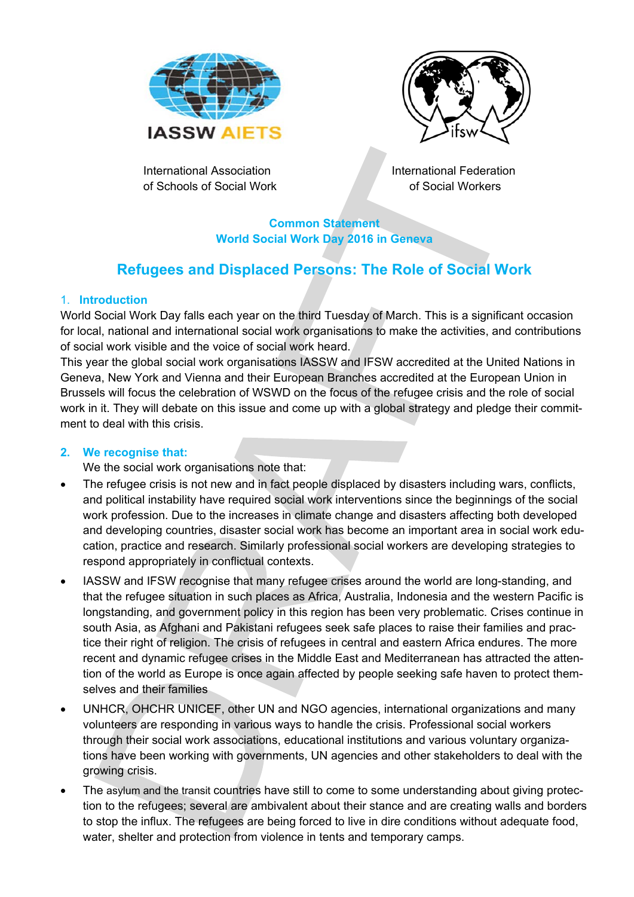International Association of Schools of Social Work

International Federation of Social Workers

**Common Statement**
**World Social Work Day 2016 in Geneva**

# Refugees and Displaced Persons: The Role of Social Work

## 1. Introduction

World Social Work Day falls each year on the third Tuesday of March. This is a significant occasion for local, national and international social work organisations to make the activities, and contributions of social work visible and the voice of social work heard.

This year the global social work organisations IASSW and IFSW accredited at the United Nations in Geneva, New York and Vienna and their European Branches accredited at the European Union in Brussels will focus the celebration of WSWD on the focus of the refugee crisis and the role of social work in it. They will debate on this issue and come up with a global strategy and pledge their commitment to deal with this crisis.

## 2. We recognise that:

We the social work organisations note that:

- The refugee crisis is not new and in fact people displaced by disasters including wars, conflicts, and political instability have required social work interventions since the beginnings of the social work profession. Due to the increases in climate change and disasters affecting both developed and developing countries, disaster social work has become an important area in social work education, practice and research. Similarly professional social workers are developing strategies to respond appropriately in conflictual contexts.
- IASSW and IFSW recognise that many refugee crises around the world are long-standing, and that the refugee situation in such places as Africa, Australia, Indonesia and the western Pacific is longstanding, and government policy in this region has been very problematic. Crises continue in south Asia, as Afghani and Pakistani refugees seek safe places to raise their families and practice their right of religion. The crisis of refugees in central and eastern Africa endures. The more recent and dynamic refugee crises in the Middle East and Mediterranean has attracted the attention of the world as Europe is once again affected by people seeking safe haven to protect themselves and their families
- UNHCR, OHCHR UNICEF, other UN and NGO agencies, international organizations and many volunteers are responding in various ways to handle the crisis. Professional social workers through their social work associations, educational institutions and various voluntary organizations have been working with governments, UN agencies and other stakeholders to deal with the growing crisis.
- The asylum and the transit countries have still to come to some understanding about giving protection to the refugees; several are ambivalent about their stance and are creating walls and borders to stop the influx. The refugees are being forced to live in dire conditions without adequate food, water, shelter and protection from violence in tents and temporary camps.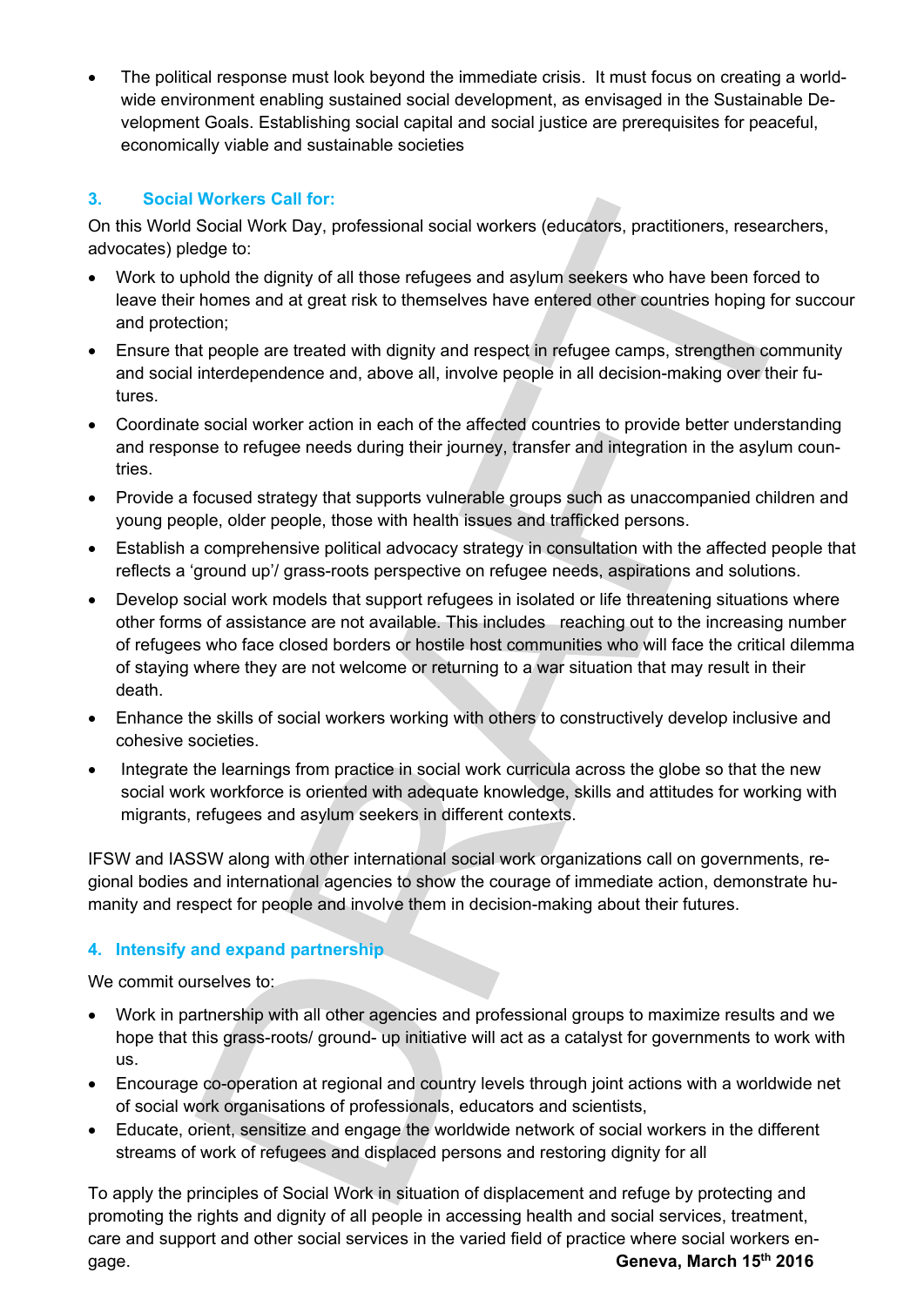- The political response must look beyond the immediate crisis. It must focus on creating a worldwide environment enabling sustained social development, as envisaged in the Sustainable Development Goals. Establishing social capital and social justice are prerequisites for peaceful, economically viable and sustainable societies

### 3. Social Workers Call for:

On this World Social Work Day, professional social workers (educators, practitioners, researchers, advocates) pledge to:

- Work to uphold the dignity of all those refugees and asylum seekers who have been forced to leave their homes and at great risk to themselves have entered other countries hoping for succour and protection;
- Ensure that people are treated with dignity and respect in refugee camps, strengthen community and social interdependence and, above all, involve people in all decision-making over their futures.
- Coordinate social worker action in each of the affected countries to provide better understanding and response to refugee needs during their journey, transfer and integration in the asylum countries.
- Provide a focused strategy that supports vulnerable groups such as unaccompanied children and young people, older people, those with health issues and trafficked persons.
- Establish a comprehensive political advocacy strategy in consultation with the affected people that reflects a 'ground up'/ grass-roots perspective on refugee needs, aspirations and solutions.
- Develop social work models that support refugees in isolated or life threatening situations where other forms of assistance are not available. This includes reaching out to the increasing number of refugees who face closed borders or hostile host communities who will face the critical dilemma of staying where they are not welcome or returning to a war situation that may result in their death.
- Enhance the skills of social workers working with others to constructively develop inclusive and cohesive societies.
- Integrate the learnings from practice in social work curricula across the globe so that the new social work workforce is oriented with adequate knowledge, skills and attitudes for working with migrants, refugees and asylum seekers in different contexts.

IFSW and IASSW along with other international social work organizations call on governments, regional bodies and international agencies to show the courage of immediate action, demonstrate humanity and respect for people and involve them in decision-making about their futures.

### 4. Intensify and expand partnership

We commit ourselves to:

- Work in partnership with all other agencies and professional groups to maximize results and we hope that this grass-roots/ ground- up initiative will act as a catalyst for governments to work with us.
- Encourage co-operation at regional and country levels through joint actions with a worldwide net of social work organisations of professionals, educators and scientists,
- Educate, orient, sensitize and engage the worldwide network of social workers in the different streams of work of refugees and displaced persons and restoring dignity for all

To apply the principles of Social Work in situation of displacement and refuge by protecting and promoting the rights and dignity of all people in accessing health and social services, treatment, care and support and other social services in the varied field of practice where social workers engage.

**Geneva, March 15th 2016**